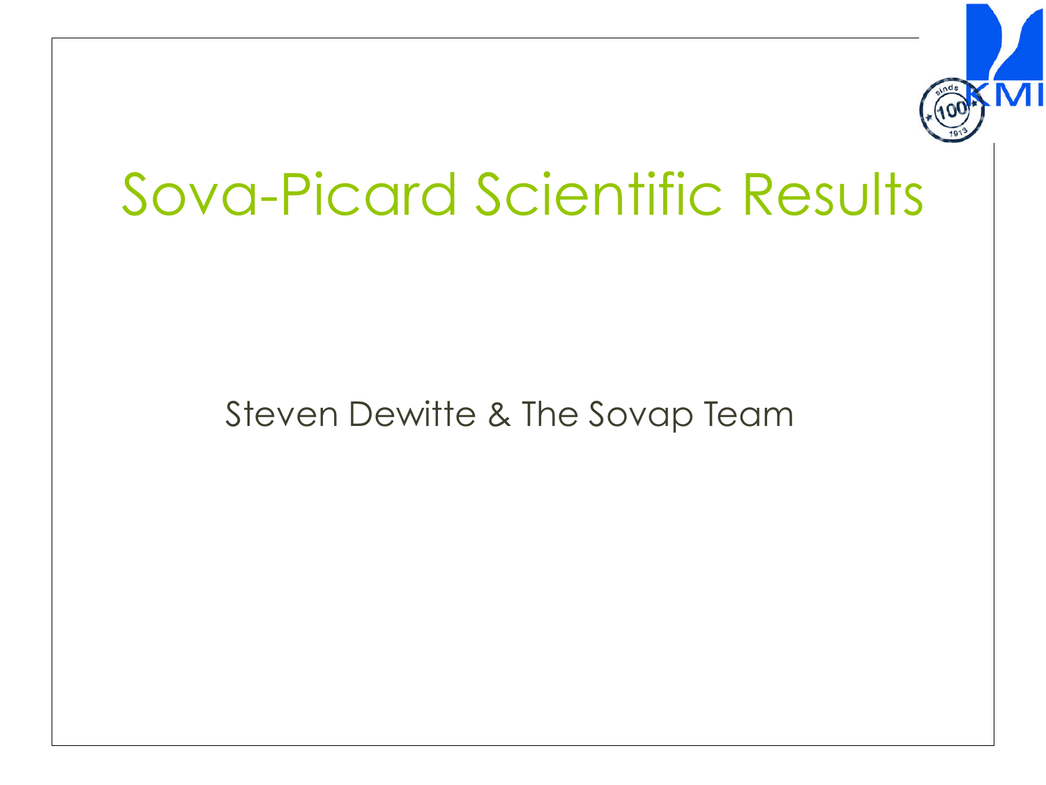# Sova-Picard Scientific Results

Steven Dewitte & The Sovap Team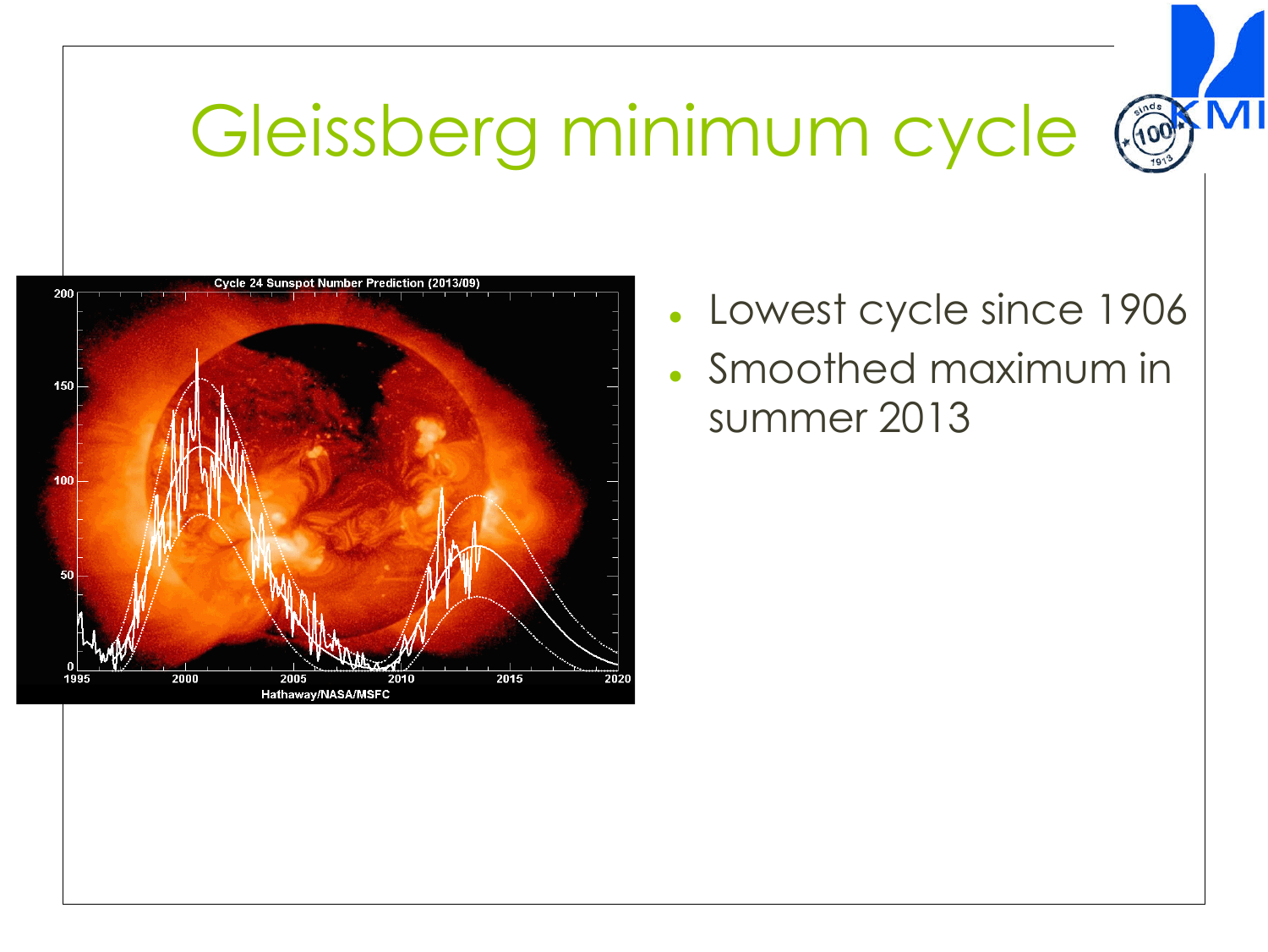# Gleissberg minimum cycle

- Lowest cycle since 1906
- Smoothed maximum in summer 2013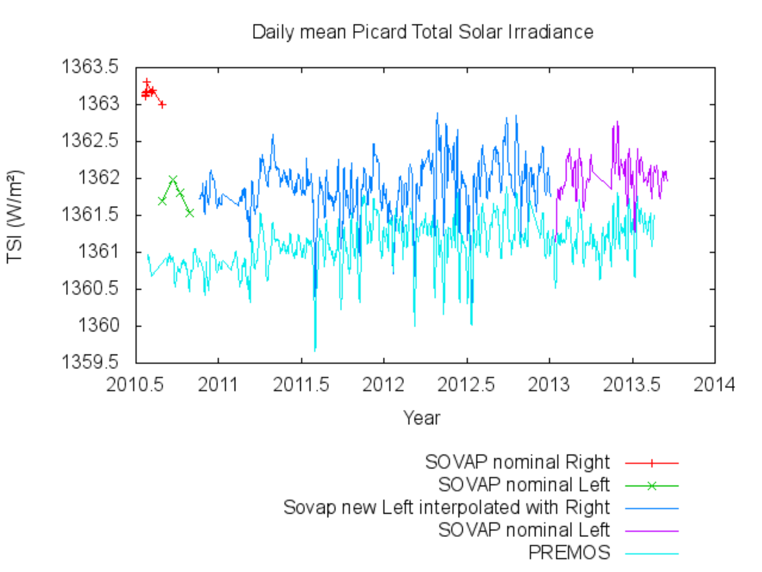Daily mean Picard Total Solar Irradiance

TSI (W/m²)

Year

- SOVAP nominal Right
- SOVAP nominal Left
- Sovap new Left interpolated with Right
- SOVAP nominal Left
- PREMOS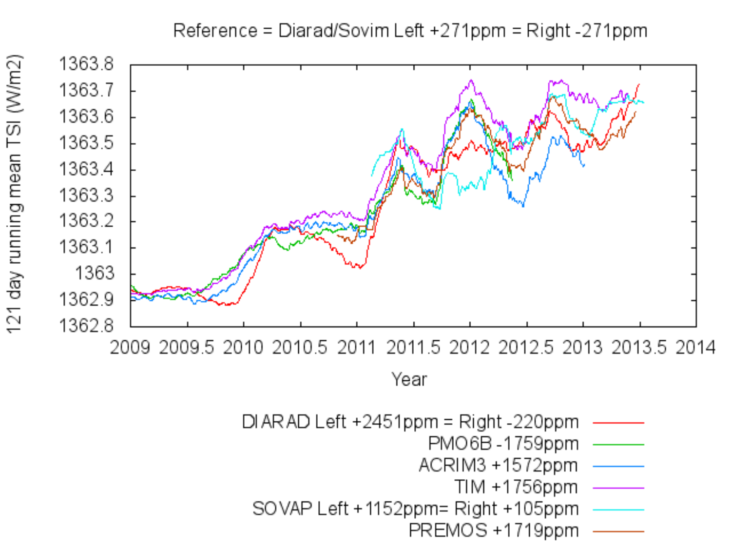Reference = Diarad/Sovim Left +271ppm = Right -271ppm

121 day running mean TSI (W/m2)

1363.8
1363.7
1363.6
1363.5
1363.4
1363.3
1363.2
1363.1
1363
1362.9
1362.8

2009 2009.5 2010 2010.5 2011 2011.5 2012 2012.5 2013 2013.5 2014

Year

DIARAD Left +2451ppm = Right -220ppm

PMO6B -1759ppm

ACRIM3 +1572ppm

TIM +1756ppm

SOVAP Left +1152ppm= Right +105ppm

PREMOS +1719ppm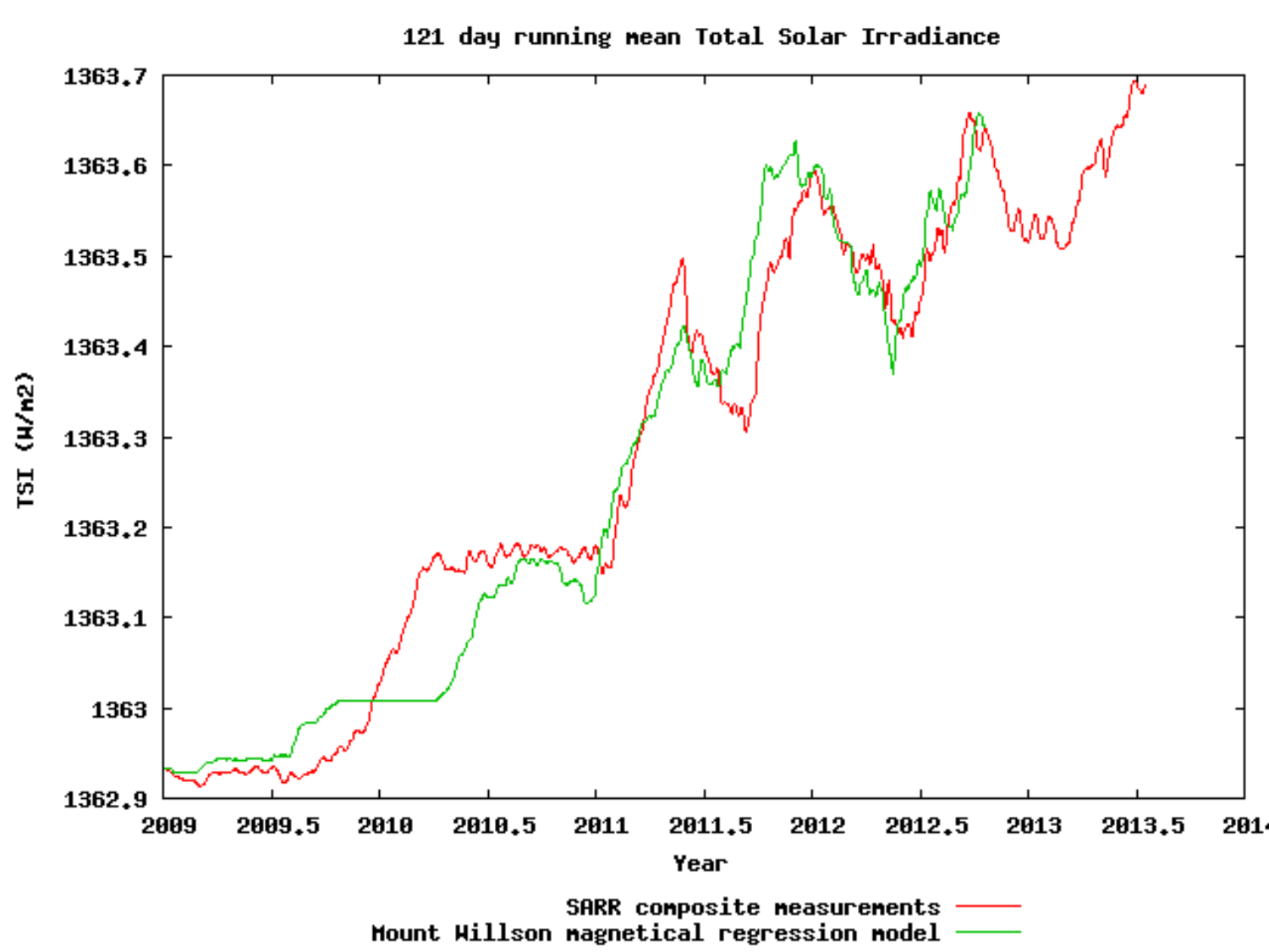121 day running mean Total Solar Irradiance

TSI (W/m2)

Year

SARR composite measurements

Mount Willson magnetical regression model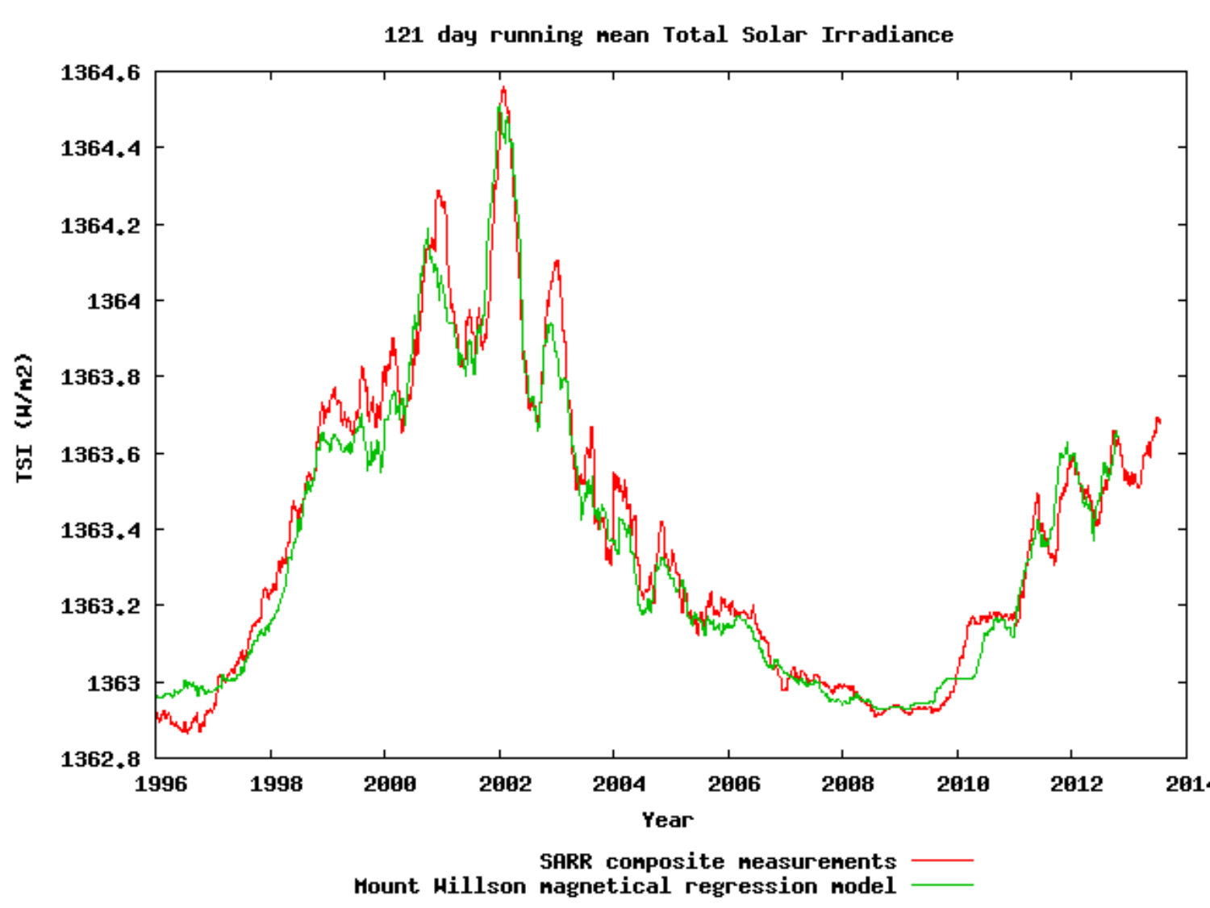121 day running mean Total Solar Irradiance

TSI (W/m2)

1364.6
1364.4
1364.2
1364
1363.8
1363.6
1363.4
1363.2
1363
1362.8

1996 1998 2000 2002 2004 2006 2008 2010 2012 2014

Year

SARR composite measurements

Mount Willson magnetical regression model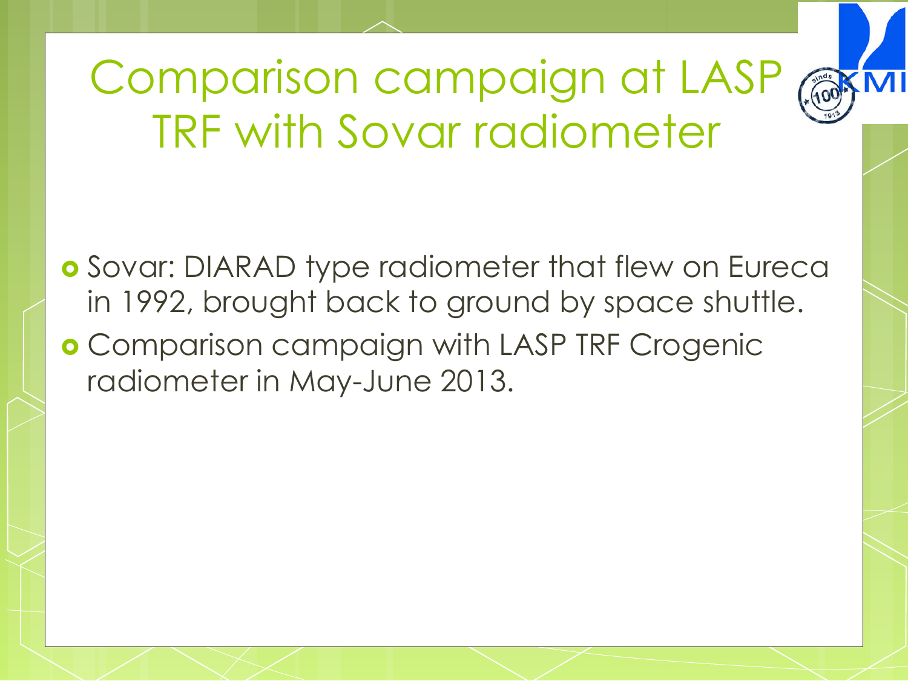# Comparison campaign at LASP TRF with Sovar radiometer

- Sovar: DIARAD type radiometer that flew on Eureca in 1992, brought back to ground by space shuttle.
- Comparison campaign with LASP TRF Crogenic radiometer in May-June 2013.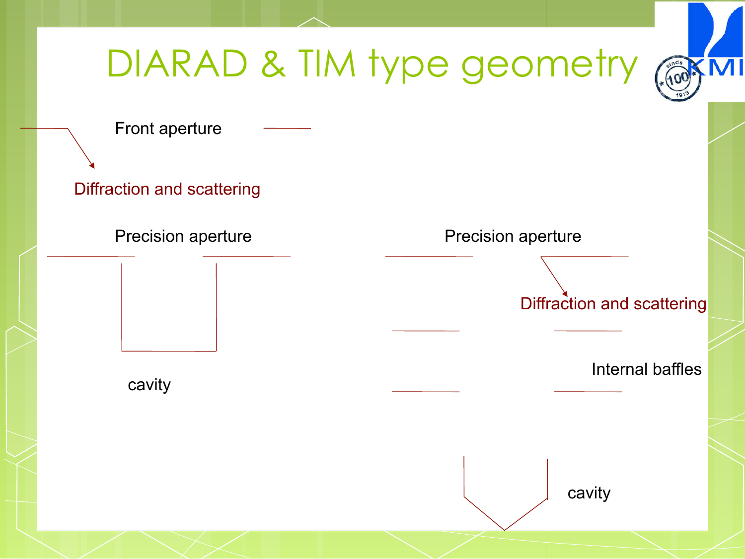# DIARAD & TIM type geometry

Front aperture

Diffraction and scattering

Precision aperture

cavity

Precision aperture

Diffraction and scattering

Internal baffles

cavity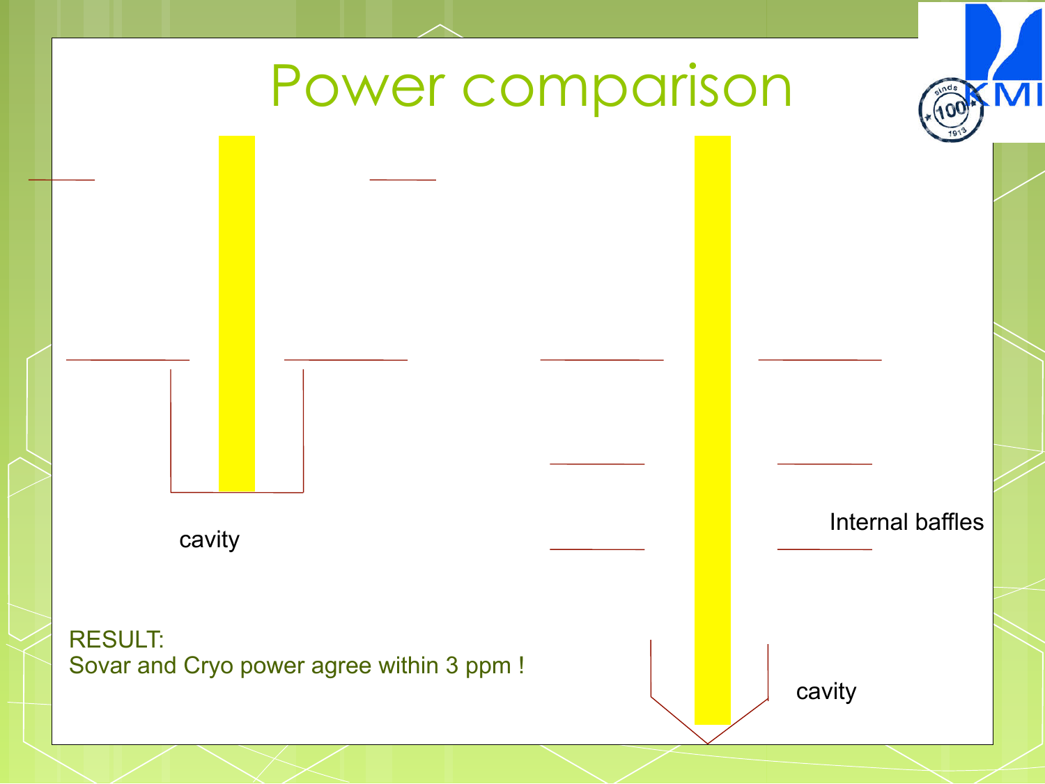# Power comparison

cavity

Internal baffles

cavity

RESULT:
Sovar and Cryo power agree within 3 ppm !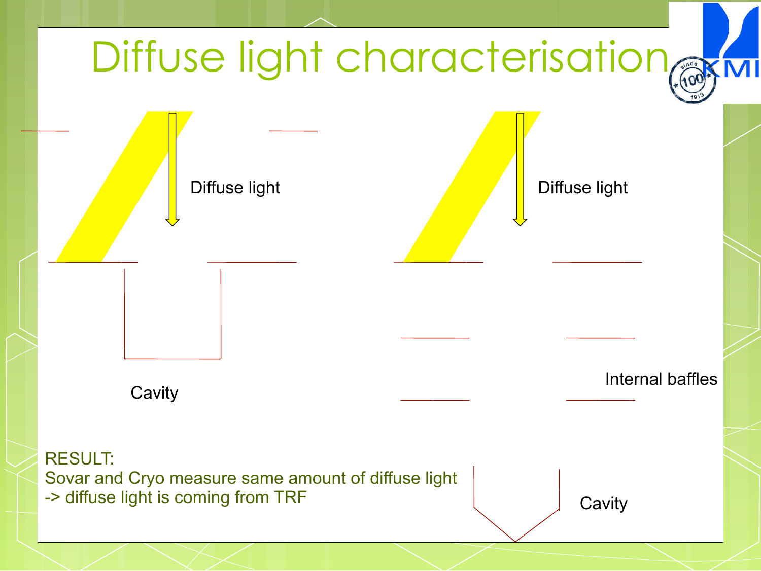# Diffuse light characterisation

Diffuse light

Cavity

Diffuse light

Internal baffles

Cavity

RESULT:
Sovar and Cryo measure same amount of diffuse light
-> diffuse light is coming from TRF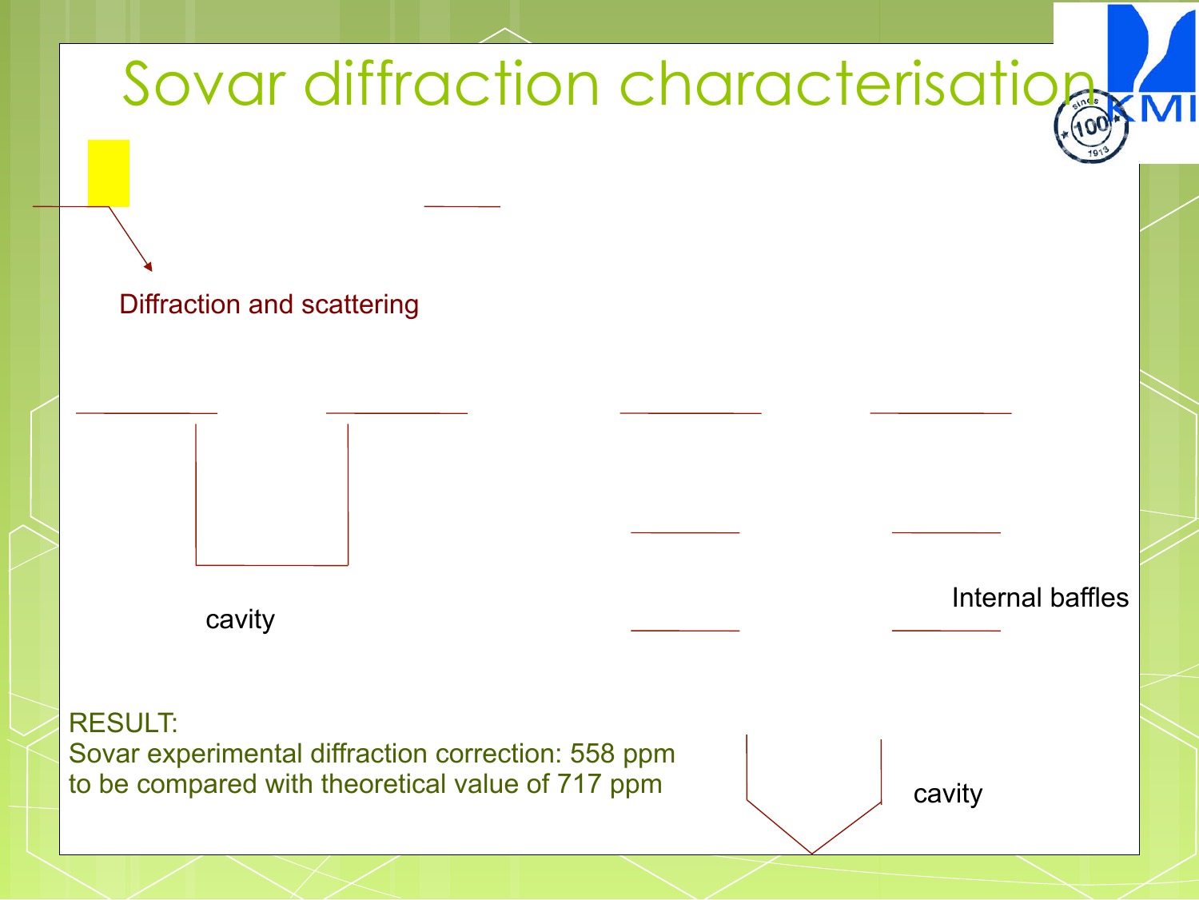# Sovar diffraction characterisation

Diffraction and scattering

cavity

Internal baffles

cavity

RESULT:
Sovar experimental diffraction correction: 558 ppm
to be compared with theoretical value of 717 ppm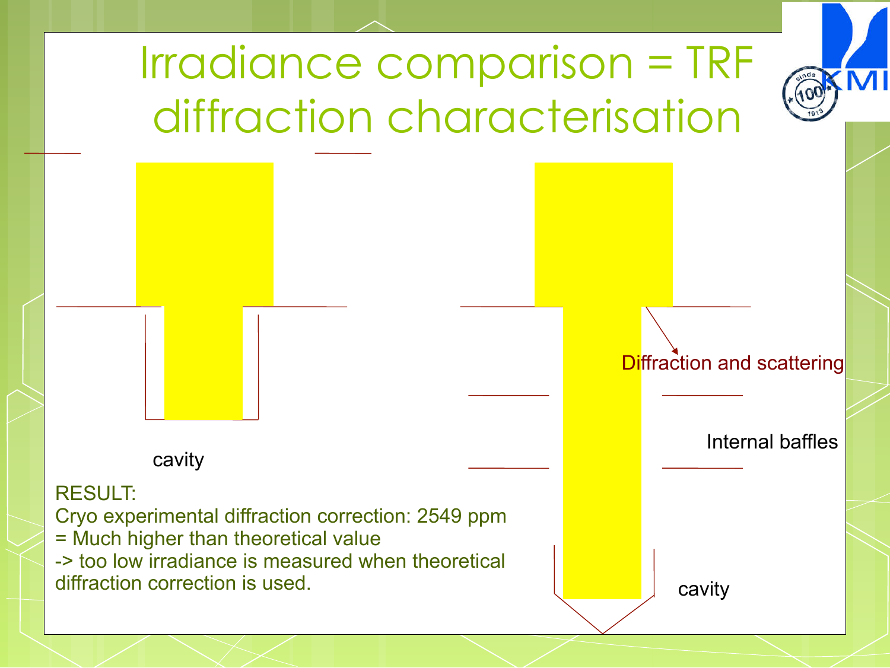# Irradiance comparison = TRF diffraction characterisation

cavity

Diffraction and scattering

Internal baffles

cavity

RESULT:
Cryo experimental diffraction correction: 2549 ppm
= Much higher than theoretical value
-> too low irradiance is measured when theoretical diffraction correction is used.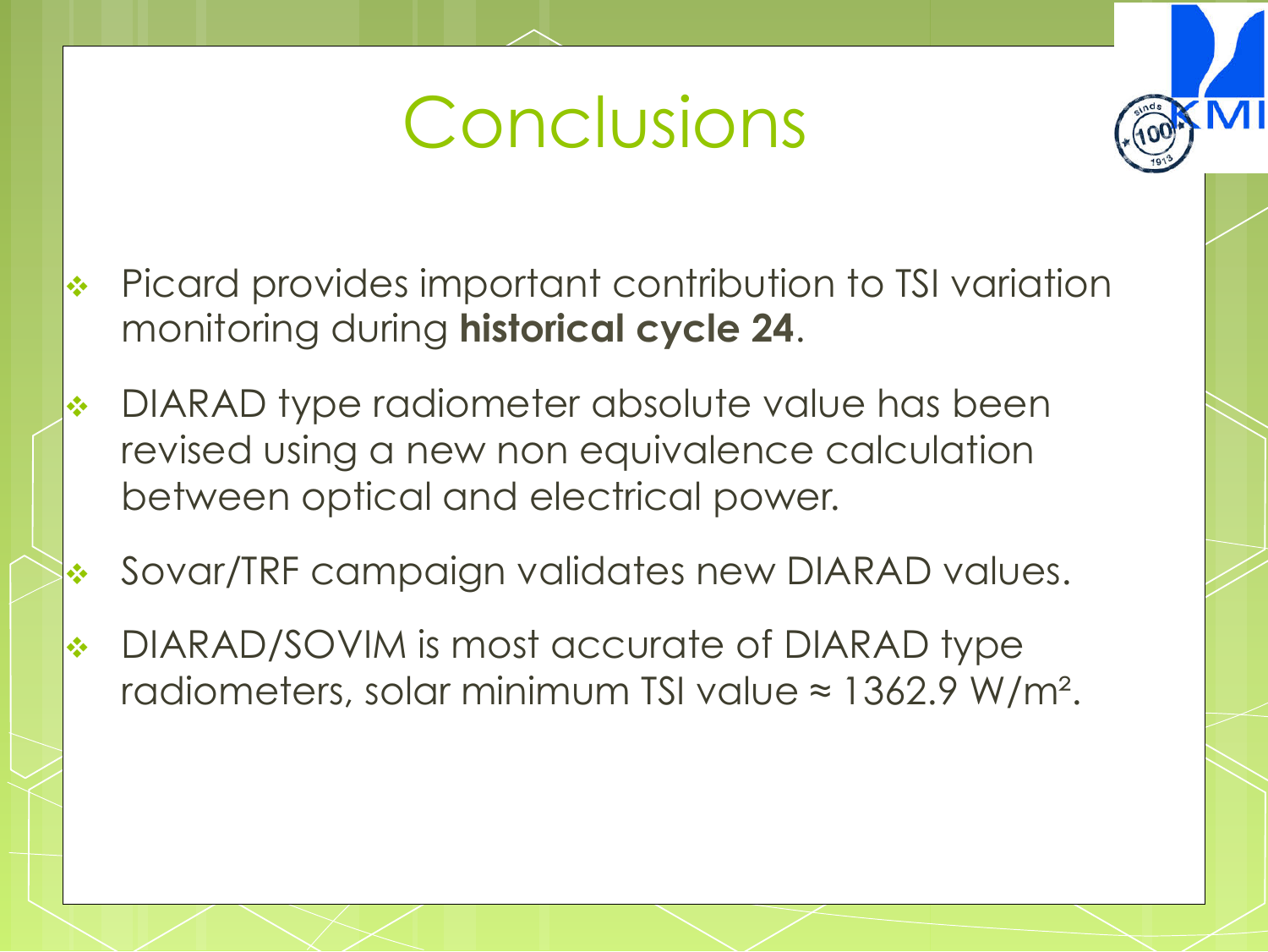# Conclusions

- Picard provides important contribution to TSI variation monitoring during **historical cycle 24**.
- DIARAD type radiometer absolute value has been revised using a new non equivalence calculation between optical and electrical power.
- Sovar/TRF campaign validates new DIARAD values.
- DIARAD/SOVIM is most accurate of DIARAD type radiometers, solar minimum TSI value ≈ 1362.9 W/m².